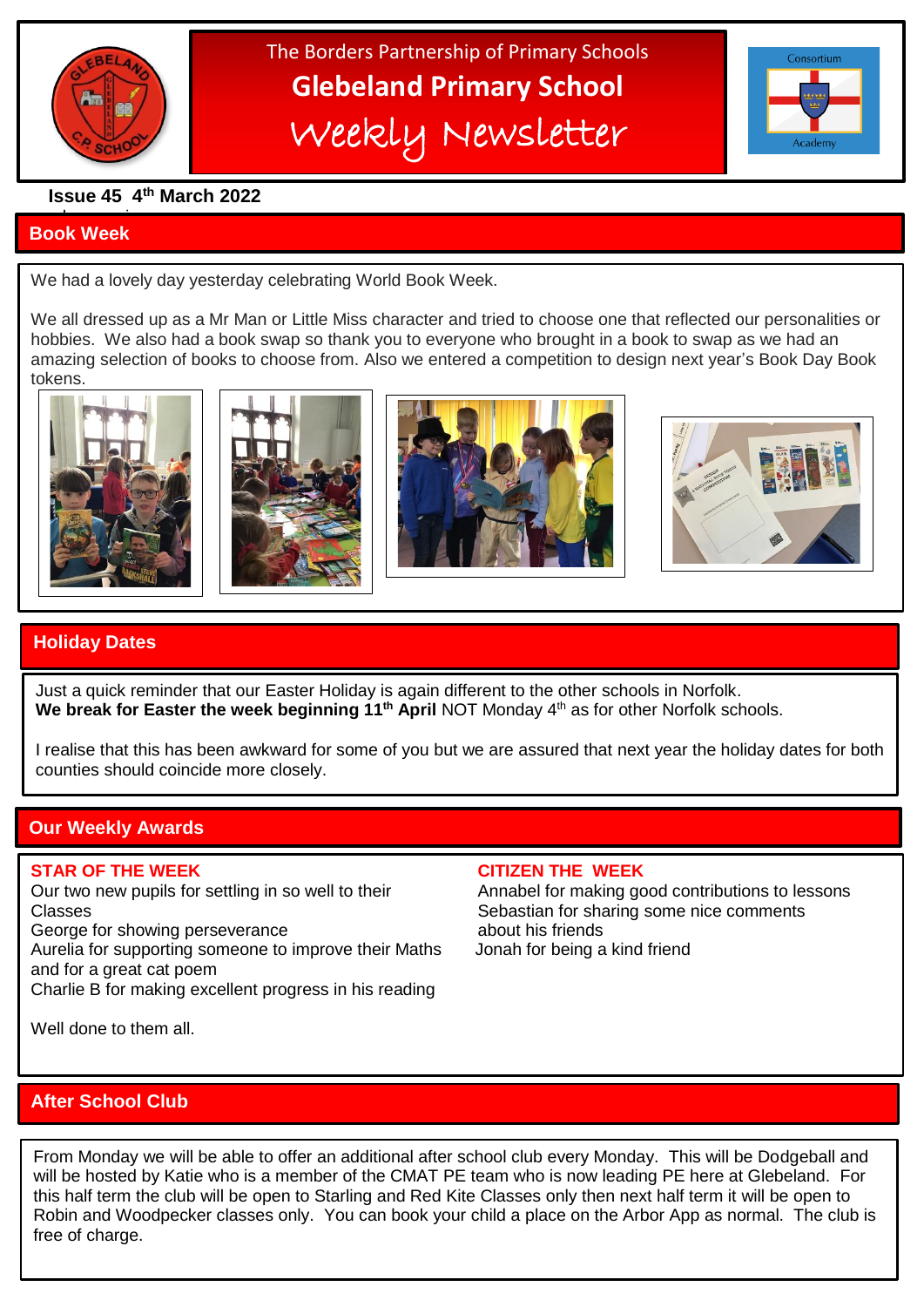The Borders Partnership of Primary Schools

# Glebeland Primary School

## Weekly Newsletter

**Issue 45 4th March 2022**

## Book Week

We had a lovely day yesterday celebrating World Book Week.

We all dressed up as a Mr Man or Little Miss character and tried to choose one that reflected our personalities or hobbies. We also had a book swap so thank you to everyone who brought in a book to swap as we had an amazing selection of books to choose from. Also we entered a competition to design next year's Book Day Book tokens.

## Holiday Dates

Just a quick reminder that our Easter Holiday is again different to the other schools in Norfolk.
**We break for Easter the week beginning 11th April** NOT Monday 4th as for other Norfolk schools.

I realise that this has been awkward for some of you but we are assured that next year the holiday dates for both counties should coincide more closely.

## Our Weekly Awards

**STAR OF THE WEEK**

Our two new pupils for settling in so well to their Classes
George for showing perseverance
Aurelia for supporting someone to improve their Maths and for a great cat poem
Charlie B for making excellent progress in his reading

**CITIZEN THE WEEK**

Annabel for making good contributions to lessons
Sebastian for sharing some nice comments about his friends
Jonah for being a kind friend

Well done to them all.

## After School Club

From Monday we will be able to offer an additional after school club every Monday. This will be Dodgeball and will be hosted by Katie who is a member of the CMAT PE team who is now leading PE here at Glebeland. For this half term the club will be open to Starling and Red Kite Classes only then next half term it will be open to Robin and Woodpecker classes only. You can book your child a place on the Arbor App as normal. The club is free of charge.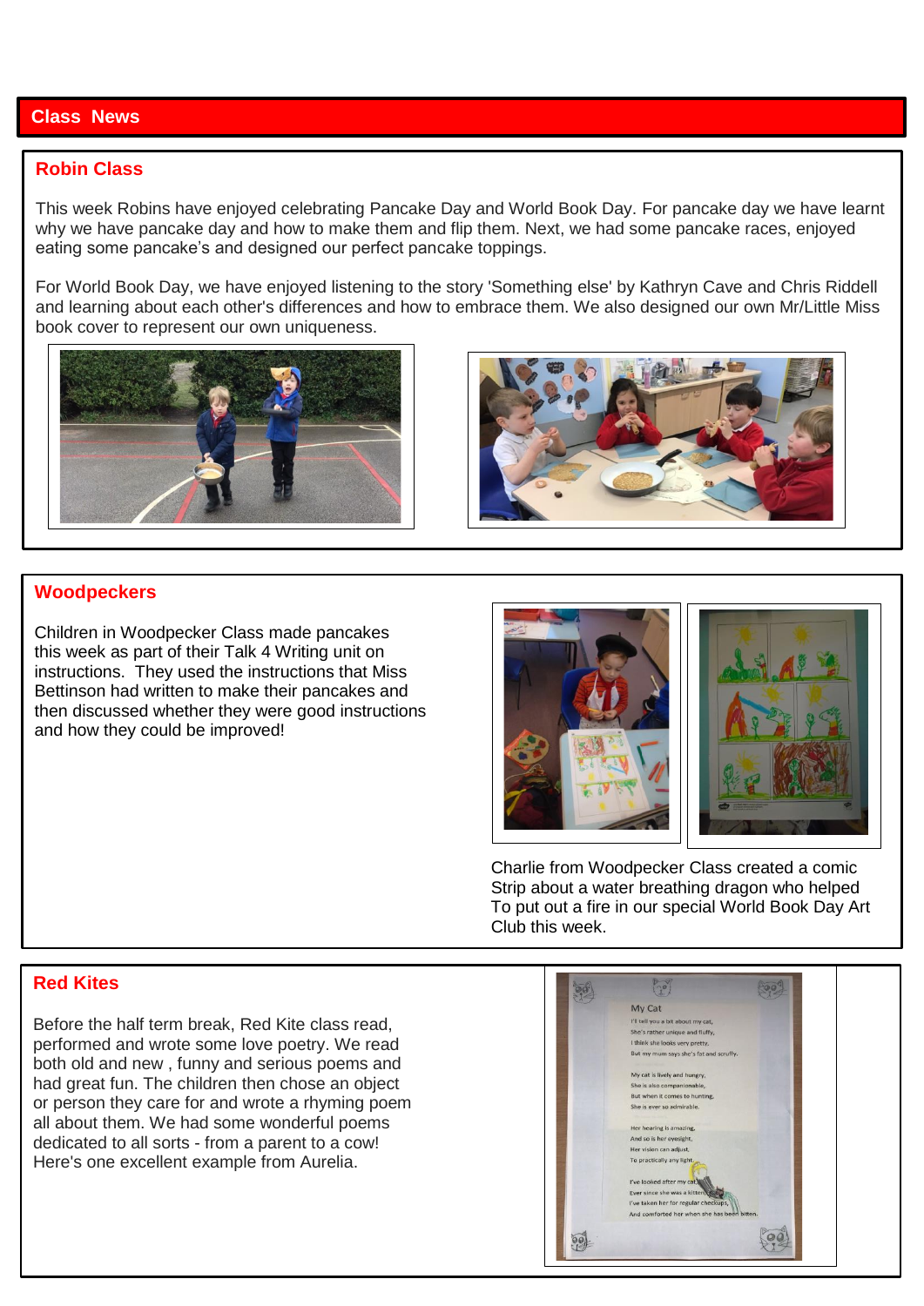## Class News

### Robin Class

This week Robins have enjoyed celebrating Pancake Day and World Book Day. For pancake day we have learnt why we have pancake day and how to make them and flip them. Next, we had some pancake races, enjoyed eating some pancake's and designed our perfect pancake toppings.

For World Book Day, we have enjoyed listening to the story 'Something else' by Kathryn Cave and Chris Riddell and learning about each other's differences and how to embrace them. We also designed our own Mr/Little Miss book cover to represent our own uniqueness.

### Woodpeckers

Children in Woodpecker Class made pancakes this week as part of their Talk 4 Writing unit on instructions. They used the instructions that Miss Bettinson had written to make their pancakes and then discussed whether they were good instructions and how they could be improved!

Charlie from Woodpecker Class created a comic Strip about a water breathing dragon who helped To put out a fire in our special World Book Day Art Club this week.

### Red Kites

Before the half term break, Red Kite class read, performed and wrote some love poetry. We read both old and new , funny and serious poems and had great fun. The children then chose an object or person they care for and wrote a rhyming poem all about them. We had some wonderful poems dedicated to all sorts - from a parent to a cow! Here's one excellent example from Aurelia.

My Cat

I'll tell you a bit about my cat,
She's rather unique and fluffy,
I think she looks very pretty,
But my mum says she's fat and scruffy.

My cat is lively and hungry,
She is also companionable,
But when it comes to hunting,
She is ever so admirable.

Her hearing is amazing,
And so is her eyesight,
Her vision can adjust,
To practically any light.

I've looked after my cat,
Ever since she was a kitten,
I've taken her for regular checkups,
And comforted her when she has been bitten.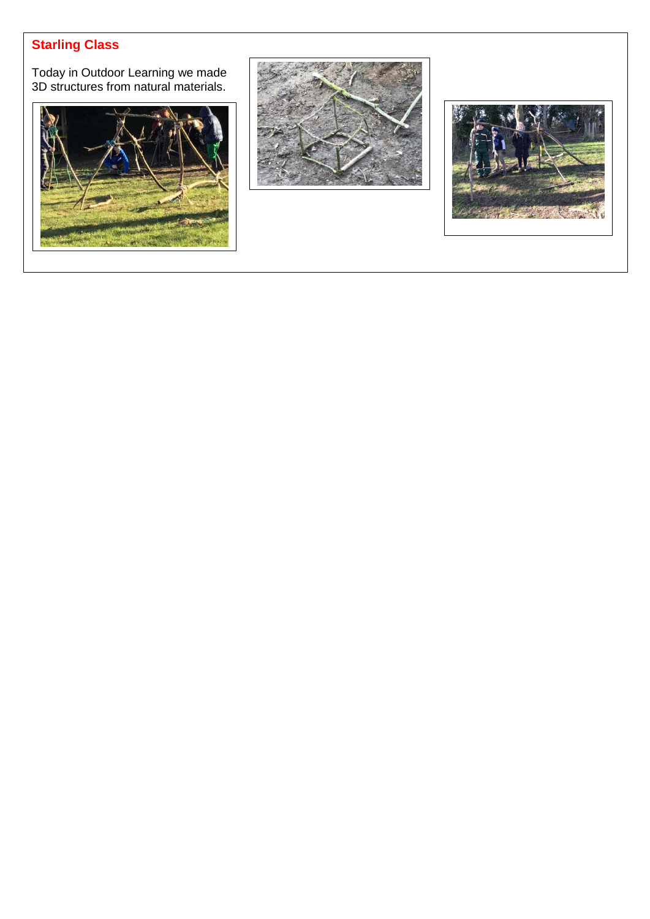## Starling Class

Today in Outdoor Learning we made 3D structures from natural materials.